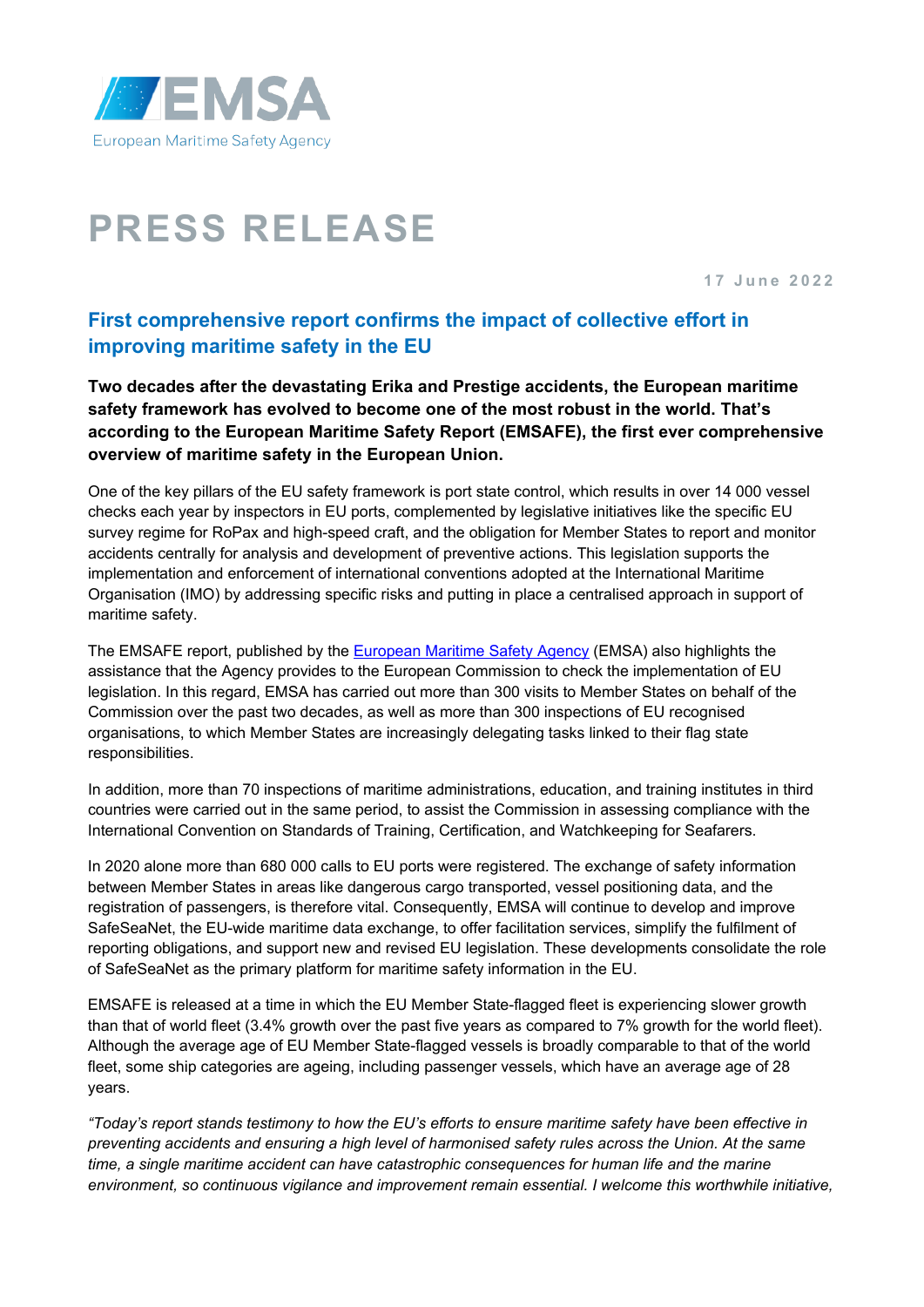EMSA

European Maritime Safety Agency

# PRESS RELEASE

17 June 2022

## First comprehensive report confirms the impact of collective effort in improving maritime safety in the EU

**Two decades after the devastating Erika and Prestige accidents, the European maritime safety framework has evolved to become one of the most robust in the world. That's according to the European Maritime Safety Report (EMSAFE), the first ever comprehensive overview of maritime safety in the European Union.**

One of the key pillars of the EU safety framework is port state control, which results in over 14 000 vessel checks each year by inspectors in EU ports, complemented by legislative initiatives like the specific EU survey regime for RoPax and high-speed craft, and the obligation for Member States to report and monitor accidents centrally for analysis and development of preventive actions. This legislation supports the implementation and enforcement of international conventions adopted at the International Maritime Organisation (IMO) by addressing specific risks and putting in place a centralised approach in support of maritime safety.

The EMSAFE report, published by the European Maritime Safety Agency (EMSA) also highlights the assistance that the Agency provides to the European Commission to check the implementation of EU legislation. In this regard, EMSA has carried out more than 300 visits to Member States on behalf of the Commission over the past two decades, as well as more than 300 inspections of EU recognised organisations, to which Member States are increasingly delegating tasks linked to their flag state responsibilities.

In addition, more than 70 inspections of maritime administrations, education, and training institutes in third countries were carried out in the same period, to assist the Commission in assessing compliance with the International Convention on Standards of Training, Certification, and Watchkeeping for Seafarers.

In 2020 alone more than 680 000 calls to EU ports were registered. The exchange of safety information between Member States in areas like dangerous cargo transported, vessel positioning data, and the registration of passengers, is therefore vital. Consequently, EMSA will continue to develop and improve SafeSeaNet, the EU-wide maritime data exchange, to offer facilitation services, simplify the fulfilment of reporting obligations, and support new and revised EU legislation. These developments consolidate the role of SafeSeaNet as the primary platform for maritime safety information in the EU.

EMSAFE is released at a time in which the EU Member State-flagged fleet is experiencing slower growth than that of world fleet (3.4% growth over the past five years as compared to 7% growth for the world fleet). Although the average age of EU Member State-flagged vessels is broadly comparable to that of the world fleet, some ship categories are ageing, including passenger vessels, which have an average age of 28 years.

*"Today's report stands testimony to how the EU's efforts to ensure maritime safety have been effective in preventing accidents and ensuring a high level of harmonised safety rules across the Union. At the same time, a single maritime accident can have catastrophic consequences for human life and the marine environment, so continuous vigilance and improvement remain essential. I welcome this worthwhile initiative,*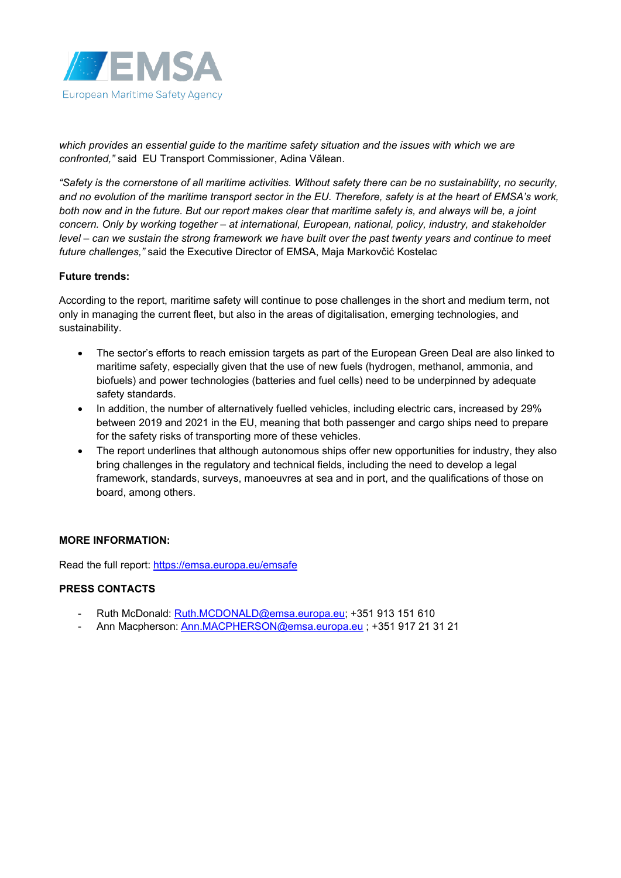*which provides an essential guide to the maritime safety situation and the issues with which we are confronted,"* said EU Transport Commissioner, Adina Vălean.

*"Safety is the cornerstone of all maritime activities. Without safety there can be no sustainability, no security, and no evolution of the maritime transport sector in the EU. Therefore, safety is at the heart of EMSA's work, both now and in the future. But our report makes clear that maritime safety is, and always will be, a joint concern. Only by working together – at international, European, national, policy, industry, and stakeholder level – can we sustain the strong framework we have built over the past twenty years and continue to meet future challenges,"* said the Executive Director of EMSA, Maja Markovčić Kostelac

**Future trends:**

According to the report, maritime safety will continue to pose challenges in the short and medium term, not only in managing the current fleet, but also in the areas of digitalisation, emerging technologies, and sustainability.

- The sector's efforts to reach emission targets as part of the European Green Deal are also linked to maritime safety, especially given that the use of new fuels (hydrogen, methanol, ammonia, and biofuels) and power technologies (batteries and fuel cells) need to be underpinned by adequate safety standards.
- In addition, the number of alternatively fuelled vehicles, including electric cars, increased by 29% between 2019 and 2021 in the EU, meaning that both passenger and cargo ships need to prepare for the safety risks of transporting more of these vehicles.
- The report underlines that although autonomous ships offer new opportunities for industry, they also bring challenges in the regulatory and technical fields, including the need to develop a legal framework, standards, surveys, manoeuvres at sea and in port, and the qualifications of those on board, among others.

**MORE INFORMATION:**

Read the full report: [https://emsa.europa.eu/emsafe](https://emsa.europa.eu/emsafe)

**PRESS CONTACTS**

- Ruth McDonald: Ruth.MCDONALD@emsa.europa.eu; +351 913 151 610
- Ann Macpherson: Ann.MACPHERSON@emsa.europa.eu ; +351 917 21 31 21